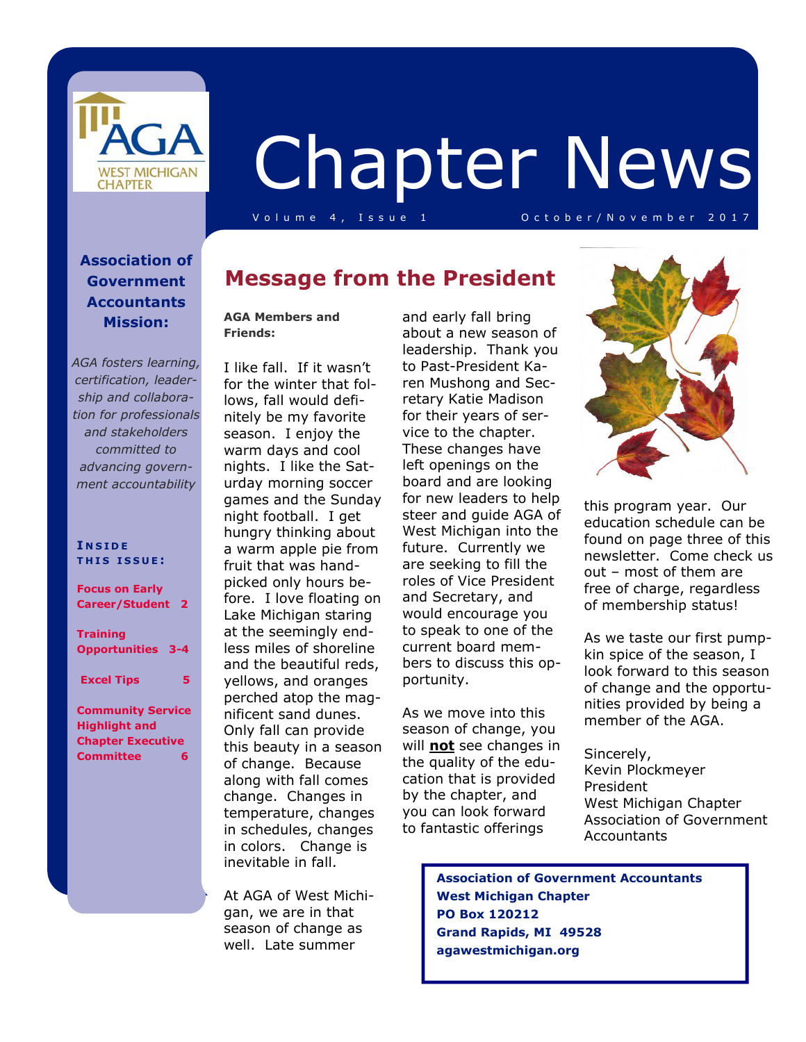# Chapter News

Volume 4, Issue 1 — October/November 2017

**Association of Government Accountants Mission:**

*AGA fosters learning, certification, leadership and collaboration for professionals and stakeholders committed to advancing government accountability*

**INSIDE THIS ISSUE:**

- Focus on Early Career/Student — 2
- Training Opportunities — 3-4
- Excel Tips — 5
- Community Service Highlight and Chapter Executive Committee — 6

## Message from the President

**AGA Members and Friends:**

I like fall. If it wasn't for the winter that follows, fall would definitely be my favorite season. I enjoy the warm days and cool nights. I like the Saturday morning soccer games and the Sunday night football. I get hungry thinking about a warm apple pie from fruit that was hand-picked only hours before. I love floating on Lake Michigan staring at the seemingly endless miles of shoreline and the beautiful reds, yellows, and oranges perched atop the magnificent sand dunes. Only fall can provide this beauty in a season of change. Because along with fall comes change. Changes in temperature, changes in schedules, changes in colors. Change is inevitable in fall.

At AGA of West Michigan, we are in that season of change as well. Late summer and early fall bring about a new season of leadership. Thank you to Past-President Karen Mushong and Secretary Katie Madison for their years of service to the chapter. These changes have left openings on the board and are looking for new leaders to help steer and guide AGA of West Michigan into the future. Currently we are seeking to fill the roles of Vice President and Secretary, and would encourage you to speak to one of the current board members to discuss this opportunity.

As we move into this season of change, you will **not** see changes in the quality of the education that is provided by the chapter, and you can look forward to fantastic offerings this program year. Our education schedule can be found on page three of this newsletter. Come check us out – most of them are free of charge, regardless of membership status!

As we taste our first pumpkin spice of the season, I look forward to this season of change and the opportunities provided by being a member of the AGA.

Sincerely,
Kevin Plockmeyer
President
West Michigan Chapter
Association of Government Accountants

**Association of Government Accountants**
**West Michigan Chapter**
**PO Box 120212**
**Grand Rapids, MI 49528**
**agawestmichigan.org**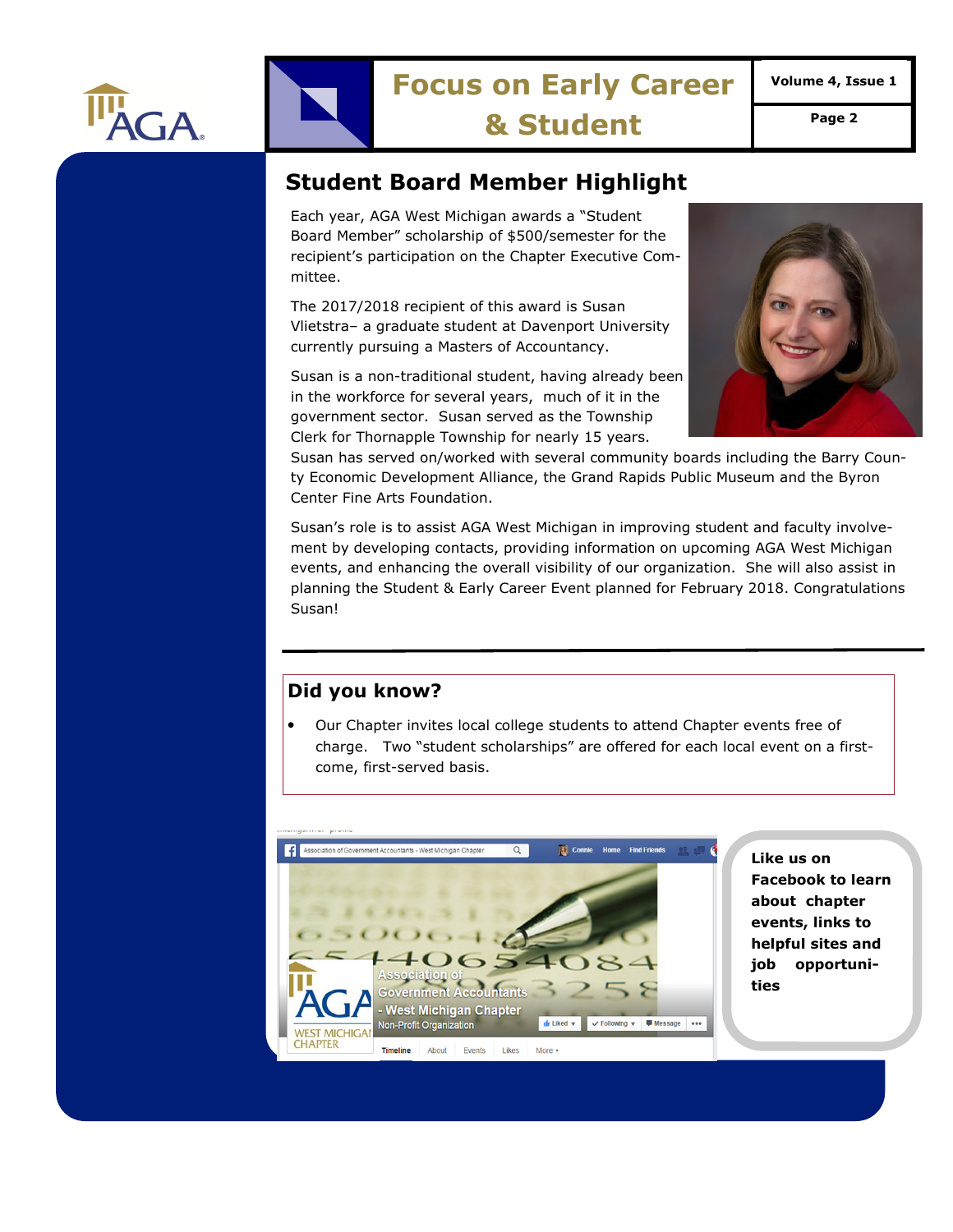## Student Board Member Highlight

Each year, AGA West Michigan awards a "Student Board Member" scholarship of $500/semester for the recipient's participation on the Chapter Executive Committee.

The 2017/2018 recipient of this award is Susan Vlietstra– a graduate student at Davenport University currently pursuing a Masters of Accountancy.

Susan is a non-traditional student, having already been in the workforce for several years, much of it in the government sector. Susan served as the Township Clerk for Thornapple Township for nearly 15 years. Susan has served on/worked with several community boards including the Barry County Economic Development Alliance, the Grand Rapids Public Museum and the Byron Center Fine Arts Foundation.

Susan's role is to assist AGA West Michigan in improving student and faculty involvement by developing contacts, providing information on upcoming AGA West Michigan events, and enhancing the overall visibility of our organization. She will also assist in planning the Student & Early Career Event planned for February 2018. Congratulations Susan!

## Did you know?

- Our Chapter invites local college students to attend Chapter events free of charge. Two "student scholarships" are offered for each local event on a first-come, first-served basis.

**Like us on Facebook to learn about chapter events, links to helpful sites and job opportunities**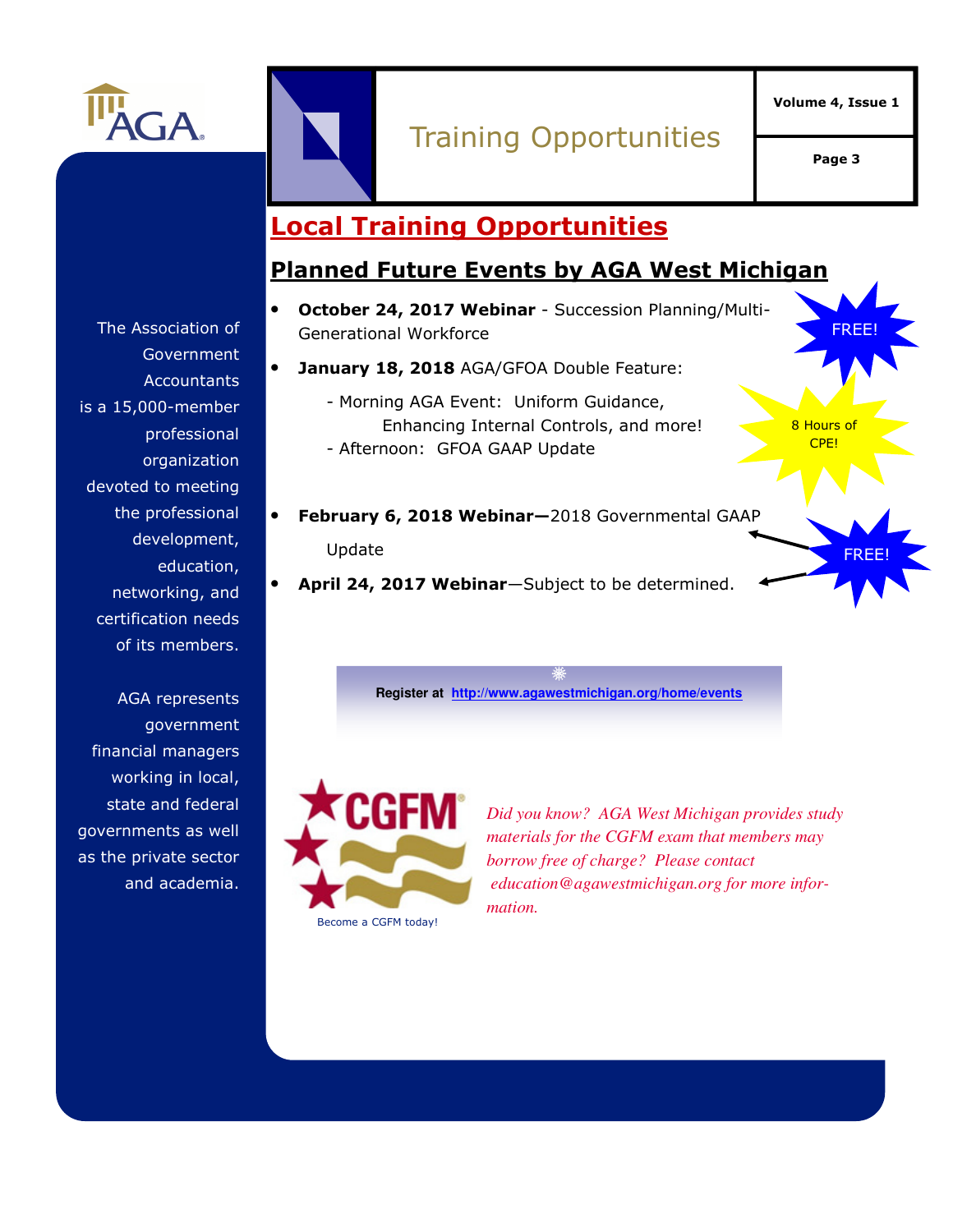# Training Opportunities

## Local Training Opportunities

### Planned Future Events by AGA West Michigan

- **October 24, 2017 Webinar** - Succession Planning/Multi-Generational Workforce
- **January 18, 2018** AGA/GFOA Double Feature:
  - Morning AGA Event: Uniform Guidance, Enhancing Internal Controls, and more!
  - Afternoon: GFOA GAAP Update
- **February 6, 2018 Webinar—**2018 Governmental GAAP Update
- **April 24, 2017 Webinar**—Subject to be determined.

FREE!

8 Hours of CPE!

FREE!

**Register at** http://www.agawestmichigan.org/home/events

*Did you know? AGA West Michigan provides study materials for the CGFM exam that members may borrow free of charge? Please contact education@agawestmichigan.org for more information.*

Become a CGFM today!

The Association of Government Accountants is a 15,000-member professional organization devoted to meeting the professional development, education, networking, and certification needs of its members.

AGA represents government financial managers working in local, state and federal governments as well as the private sector and academia.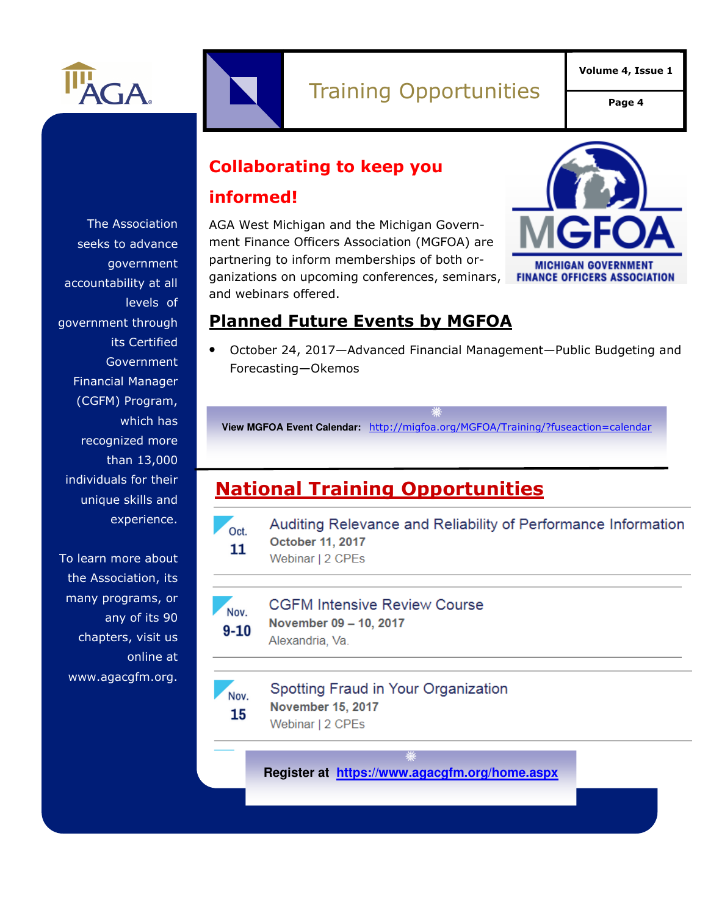# Training Opportunities

The Association seeks to advance government accountability at all levels of government through its Certified Government Financial Manager (CGFM) Program, which has recognized more than 13,000 individuals for their unique skills and experience.

To learn more about the Association, its many programs, or any of its 90 chapters, visit us online at www.agacgfm.org.

## Collaborating to keep you informed!

AGA West Michigan and the Michigan Government Finance Officers Association (MGFOA) are partnering to inform memberships of both organizations on upcoming conferences, seminars, and webinars offered.

## Planned Future Events by MGFOA

- October 24, 2017—Advanced Financial Management—Public Budgeting and Forecasting—Okemos

**View MGFOA Event Calendar:** http://migfoa.org/MGFOA/Training/?fuseaction=calendar

## National Training Opportunities

**Oct. 11**
Auditing Relevance and Reliability of Performance Information
**October 11, 2017**
Webinar | 2 CPEs

**Nov. 9-10**
CGFM Intensive Review Course
**November 09 – 10, 2017**
Alexandria, Va.

**Nov. 15**
Spotting Fraud in Your Organization
**November 15, 2017**
Webinar | 2 CPEs

**Register at** https://www.agacgfm.org/home.aspx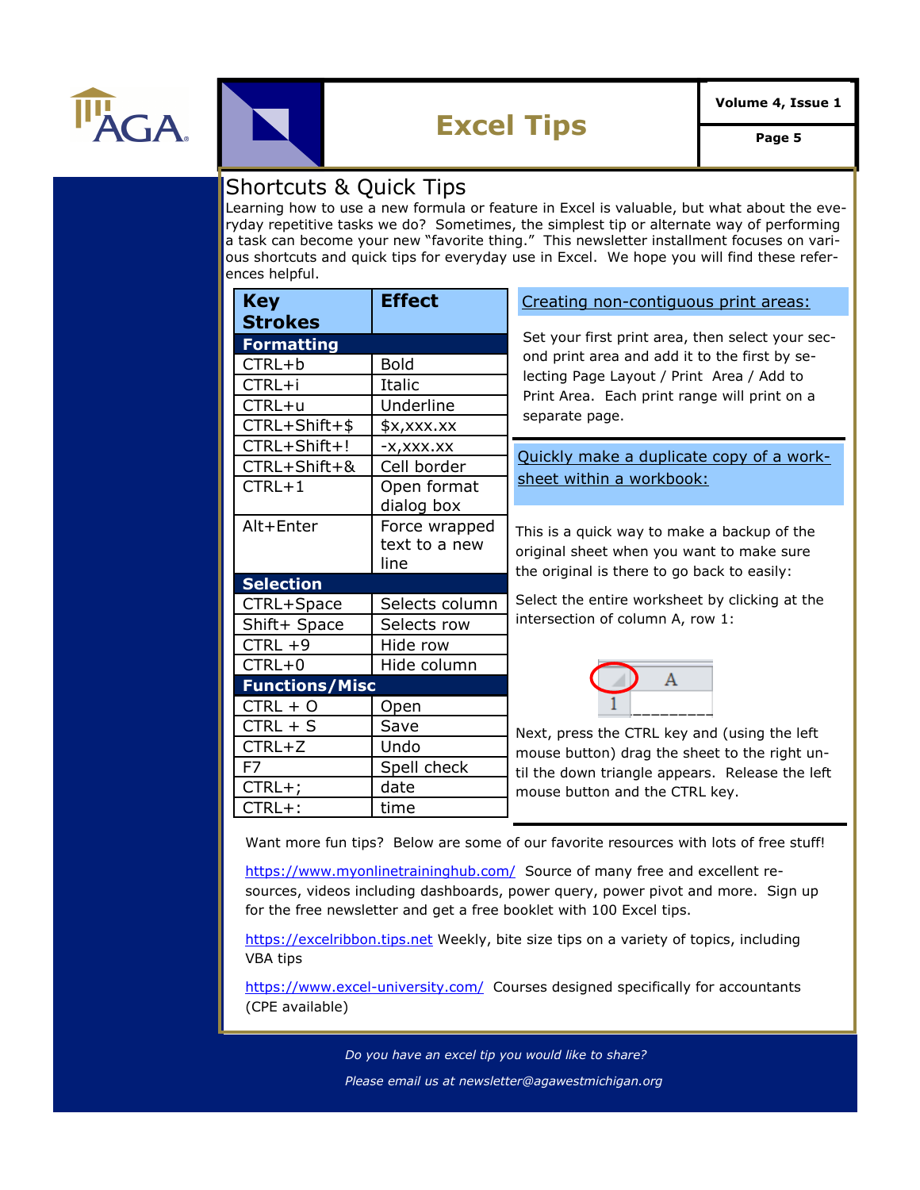# Excel Tips

## Shortcuts & Quick Tips

Learning how to use a new formula or feature in Excel is valuable, but what about the everyday repetitive tasks we do? Sometimes, the simplest tip or alternate way of performing a task can become your new "favorite thing." This newsletter installment focuses on various shortcuts and quick tips for everyday use in Excel. We hope you will find these references helpful.

| Key Strokes | Effect |
|---|---|
| **Formatting** | |
| CTRL+b | Bold |
| CTRL+i | Italic |
| CTRL+u | Underline |
| CTRL+Shift+$ | $x,xxx.xx |
| CTRL+Shift+! | -x,xxx.xx |
| CTRL+Shift+& | Cell border |
| CTRL+1 | Open format dialog box |
| Alt+Enter | Force wrapped text to a new line |
| **Selection** | |
| CTRL+Space | Selects column |
| Shift+ Space | Selects row |
| CTRL +9 | Hide row |
| CTRL+0 | Hide column |
| **Functions/Misc** | |
| CTRL + O | Open |
| CTRL + S | Save |
| CTRL+Z | Undo |
| F7 | Spell check |
| CTRL+; | date |
| CTRL+: | time |

### Creating non-contiguous print areas:

Set your first print area, then select your second print area and add it to the first by selecting Page Layout / Print Area / Add to Print Area. Each print range will print on a separate page.

### Quickly make a duplicate copy of a worksheet within a workbook:

This is a quick way to make a backup of the original sheet when you want to make sure the original is there to go back to easily:

Select the entire worksheet by clicking at the intersection of column A, row 1:

Next, press the CTRL key and (using the left mouse button) drag the sheet to the right until the down triangle appears. Release the left mouse button and the CTRL key.

Want more fun tips? Below are some of our favorite resources with lots of free stuff!

https://www.myonlinetraininghub.com/ Source of many free and excellent resources, videos including dashboards, power query, power pivot and more. Sign up for the free newsletter and get a free booklet with 100 Excel tips.

https://excelribbon.tips.net Weekly, bite size tips on a variety of topics, including VBA tips

https://www.excel-university.com/ Courses designed specifically for accountants (CPE available)

*Do you have an excel tip you would like to share?*

*Please email us at newsletter@agawestmichigan.org*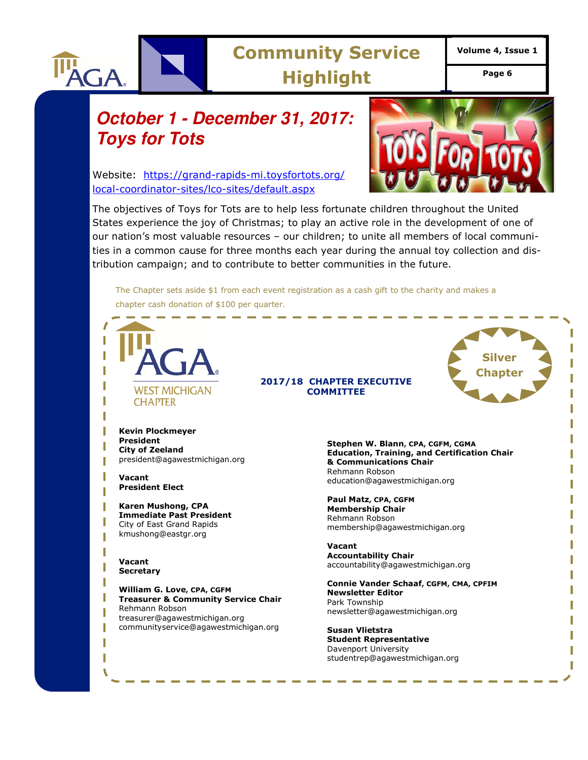# Community Service Highlight

## October 1 - December 31, 2017: Toys for Tots

Website: [https://grand-rapids-mi.toysfortots.org/local-coordinator-sites/lco-sites/default.aspx](https://grand-rapids-mi.toysfortots.org/local-coordinator-sites/lco-sites/default.aspx)

The objectives of Toys for Tots are to help less fortunate children throughout the United States experience the joy of Christmas; to play an active role in the development of one of our nation's most valuable resources – our children; to unite all members of local communities in a common cause for three months each year during the annual toy collection and distribution campaign; and to contribute to better communities in the future.

The Chapter sets aside $1 from each event registration as a cash gift to the charity and makes a chapter cash donation of $100 per quarter.

AGA WEST MICHIGAN CHAPTER

Silver Chapter

### 2017/18 CHAPTER EXECUTIVE COMMITTEE

**Kevin Plockmeyer**
**President**
**City of Zeeland**
president@agawestmichigan.org

**Vacant**
**President Elect**

**Karen Mushong, CPA**
**Immediate Past President**
City of East Grand Rapids
kmushong@eastgr.org

**Vacant**
**Secretary**

**William G. Love, CPA, CGFM**
**Treasurer & Community Service Chair**
Rehmann Robson
treasurer@agawestmichigan.org
communityservice@agawestmichigan.org

**Stephen W. Blann, CPA, CGFM, CGMA**
**Education, Training, and Certification Chair & Communications Chair**
Rehmann Robson
education@agawestmichigan.org

**Paul Matz, CPA, CGFM**
**Membership Chair**
Rehmann Robson
membership@agawestmichigan.org

**Vacant**
**Accountability Chair**
accountability@agawestmichigan.org

**Connie Vander Schaaf, CGFM, CMA, CPFIM**
**Newsletter Editor**
Park Township
newsletter@agawestmichigan.org

**Susan Vlietstra**
**Student Representative**
Davenport University
studentrep@agawestmichigan.org